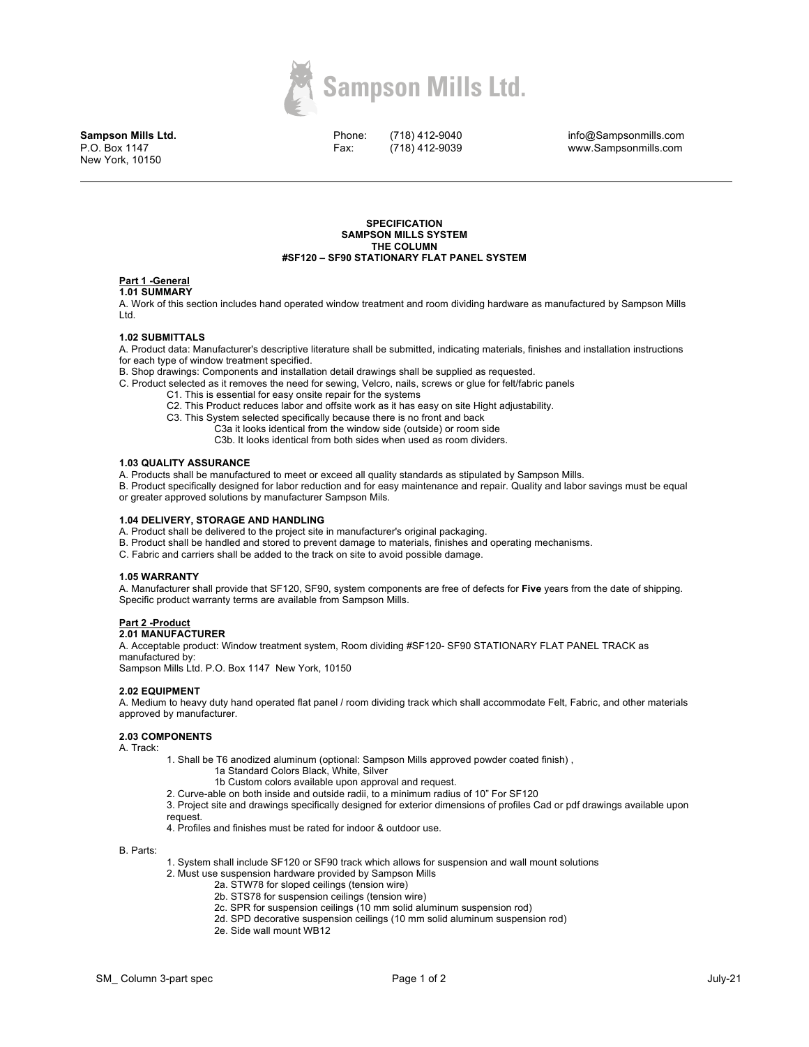**Sampson Mills Ltd.**
P.O. Box 1147
New York, 10150

Phone: (718) 412-9040
Fax: (718) 412-9039

info@Sampsonmills.com
www.Sampsonmills.com

---

**SPECIFICATION**
**SAMPSON MILLS SYSTEM**
**THE COLUMN**
**#SF120 – SF90 STATIONARY FLAT PANEL SYSTEM**

## Part 1 -General

### 1.01 SUMMARY

A. Work of this section includes hand operated window treatment and room dividing hardware as manufactured by Sampson Mills Ltd.

### 1.02 SUBMITTALS

A. Product data: Manufacturer's descriptive literature shall be submitted, indicating materials, finishes and installation instructions for each type of window treatment specified.
B. Shop drawings: Components and installation detail drawings shall be supplied as requested.
C. Product selected as it removes the need for sewing, Velcro, nails, screws or glue for felt/fabric panels
- C1. This is essential for easy onsite repair for the systems
- C2. This Product reduces labor and offsite work as it has easy on site Hight adjustability.
- C3. This System selected specifically because there is no front and back
  - C3a it looks identical from the window side (outside) or room side
  - C3b. It looks identical from both sides when used as room dividers.

### 1.03 QUALITY ASSURANCE

A. Products shall be manufactured to meet or exceed all quality standards as stipulated by Sampson Mills.
B. Product specifically designed for labor reduction and for easy maintenance and repair. Quality and labor savings must be equal or greater approved solutions by manufacturer Sampson Mils.

### 1.04 DELIVERY, STORAGE AND HANDLING

A. Product shall be delivered to the project site in manufacturer's original packaging.
B. Product shall be handled and stored to prevent damage to materials, finishes and operating mechanisms.
C. Fabric and carriers shall be added to the track on site to avoid possible damage.

### 1.05 WARRANTY

A. Manufacturer shall provide that SF120, SF90, system components are free of defects for **Five** years from the date of shipping. Specific product warranty terms are available from Sampson Mills.

## Part 2 -Product

### 2.01 MANUFACTURER

A. Acceptable product: Window treatment system, Room dividing #SF120- SF90 STATIONARY FLAT PANEL TRACK as manufactured by:
Sampson Mills Ltd. P.O. Box 1147 New York, 10150

### 2.02 EQUIPMENT

A. Medium to heavy duty hand operated flat panel / room dividing track which shall accommodate Felt, Fabric, and other materials approved by manufacturer.

### 2.03 COMPONENTS

A. Track:
1. Shall be T6 anodized aluminum (optional: Sampson Mills approved powder coated finish) ,
   - 1a Standard Colors Black, White, Silver
   - 1b Custom colors available upon approval and request.
2. Curve-able on both inside and outside radii, to a minimum radius of 10" For SF120
3. Project site and drawings specifically designed for exterior dimensions of profiles Cad or pdf drawings available upon request.
4. Profiles and finishes must be rated for indoor & outdoor use.

B. Parts:
1. System shall include SF120 or SF90 track which allows for suspension and wall mount solutions
2. Must use suspension hardware provided by Sampson Mills
   - 2a. STW78 for sloped ceilings (tension wire)
   - 2b. STS78 for suspension ceilings (tension wire)
   - 2c. SPR for suspension ceilings (10 mm solid aluminum suspension rod)
   - 2d. SPD decorative suspension ceilings (10 mm solid aluminum suspension rod)
   - 2e. Side wall mount WB12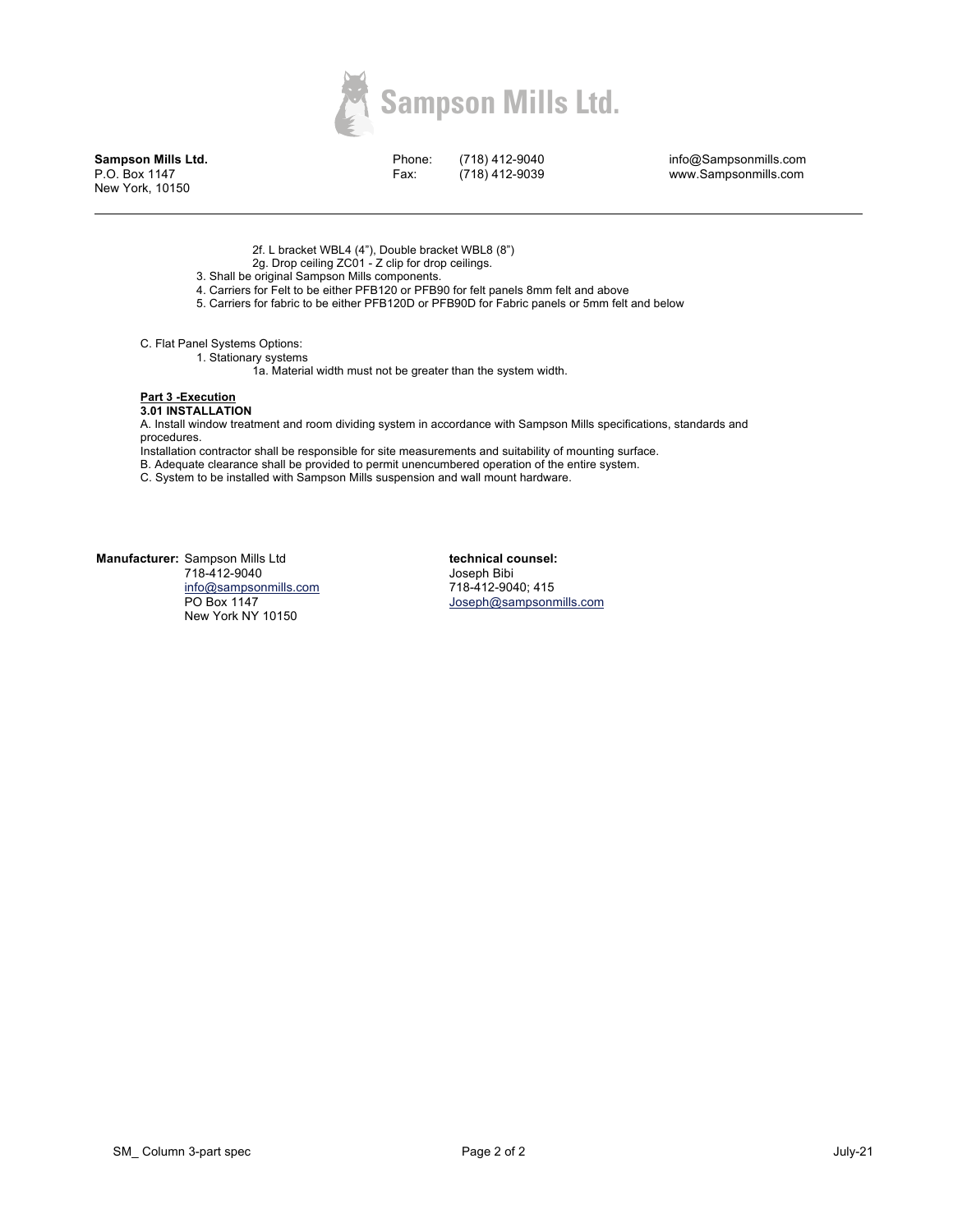2f. L bracket WBL4 (4”), Double bracket WBL8 (8”)
2g. Drop ceiling ZC01 - Z clip for drop ceilings.

3. Shall be original Sampson Mills components.
4. Carriers for Felt to be either PFB120 or PFB90 for felt panels 8mm felt and above
5. Carriers for fabric to be either PFB120D or PFB90D for Fabric panels or 5mm felt and below

C. Flat Panel Systems Options:

1. Stationary systems
   1a. Material width must not be greater than the system width.

**Part 3 -Execution**

**3.01 INSTALLATION**

A. Install window treatment and room dividing system in accordance with Sampson Mills specifications, standards and procedures.
Installation contractor shall be responsible for site measurements and suitability of mounting surface.

B. Adequate clearance shall be provided to permit unencumbered operation of the entire system.

C. System to be installed with Sampson Mills suspension and wall mount hardware.

**Manufacturer:** Sampson Mills Ltd
718-412-9040
info@sampsonmills.com
PO Box 1147
New York NY 10150

**technical counsel:**
Joseph Bibi
718-412-9040; 415
Joseph@sampsonmills.com